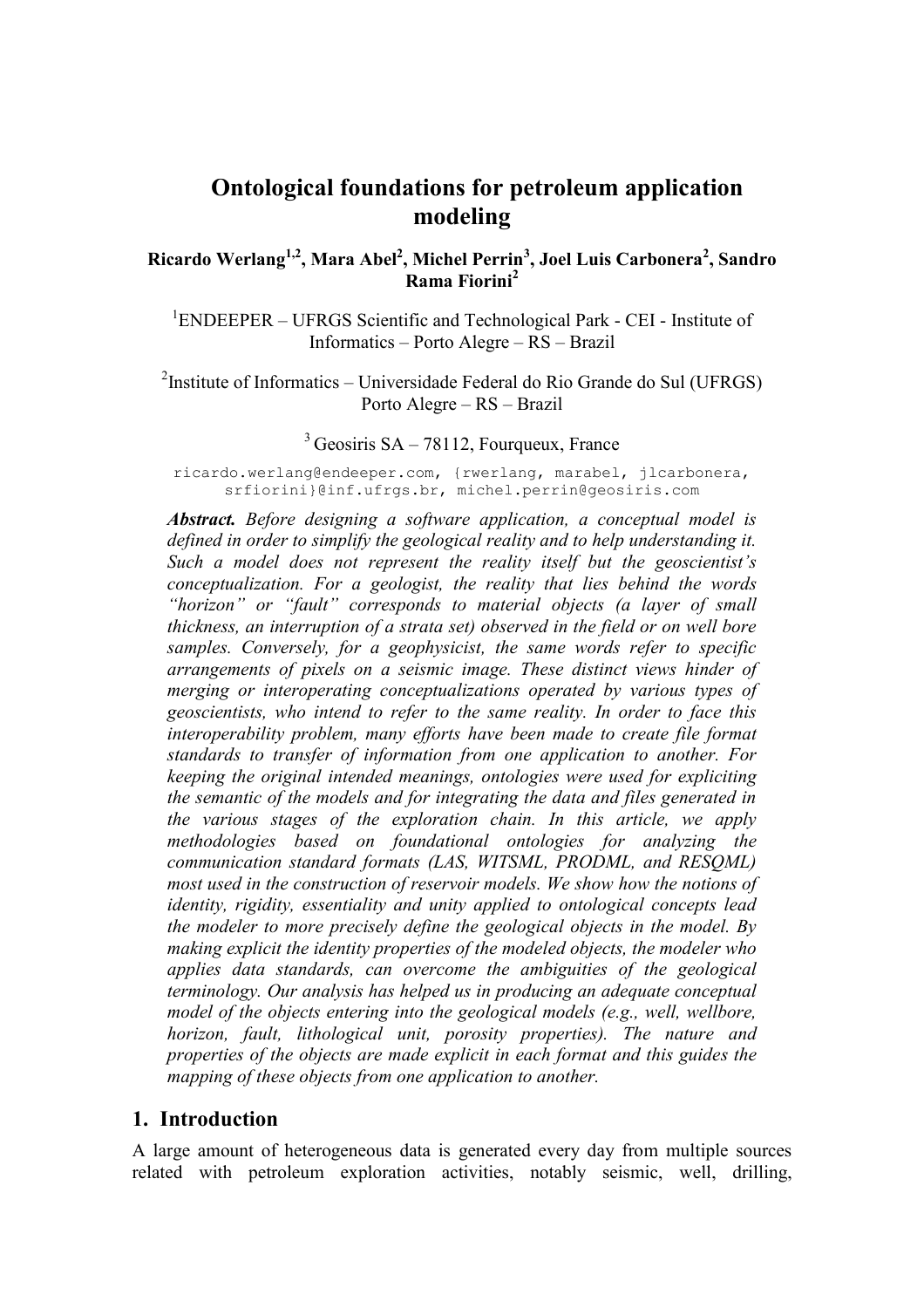# Ontological foundations for petroleum application modeling

**Ricardo Werlang[1,2], Mara Abel[2], Michel Perrin[3], Joel Luis Carbonera[2], Sandro Rama Fiorini[2]**

[1]ENDEEPER – UFRGS Scientific and Technological Park - CEI - Institute of Informatics – Porto Alegre – RS – Brazil

[2]Institute of Informatics – Universidade Federal do Rio Grande do Sul (UFRGS) Porto Alegre – RS – Brazil

[3] Geosiris SA – 78112, Fourqueux, France

ricardo.werlang@endeeper.com, {rwerlang, marabel, jlcarbonera, srfiorini}@inf.ufrgs.br, michel.perrin@geosiris.com

***Abstract.*** *Before designing a software application, a conceptual model is defined in order to simplify the geological reality and to help understanding it. Such a model does not represent the reality itself but the geoscientist's conceptualization. For a geologist, the reality that lies behind the words "horizon" or "fault" corresponds to material objects (a layer of small thickness, an interruption of a strata set) observed in the field or on well bore samples. Conversely, for a geophysicist, the same words refer to specific arrangements of pixels on a seismic image. These distinct views hinder of merging or interoperating conceptualizations operated by various types of geoscientists, who intend to refer to the same reality. In order to face this interoperability problem, many efforts have been made to create file format standards to transfer of information from one application to another. For keeping the original intended meanings, ontologies were used for expliciting the semantic of the models and for integrating the data and files generated in the various stages of the exploration chain. In this article, we apply methodologies based on foundational ontologies for analyzing the communication standard formats (LAS, WITSML, PRODML, and RESQML) most used in the construction of reservoir models. We show how the notions of identity, rigidity, essentiality and unity applied to ontological concepts lead the modeler to more precisely define the geological objects in the model. By making explicit the identity properties of the modeled objects, the modeler who applies data standards, can overcome the ambiguities of the geological terminology. Our analysis has helped us in producing an adequate conceptual model of the objects entering into the geological models (e.g., well, wellbore, horizon, fault, lithological unit, porosity properties). The nature and properties of the objects are made explicit in each format and this guides the mapping of these objects from one application to another.*

## 1. Introduction

A large amount of heterogeneous data is generated every day from multiple sources related with petroleum exploration activities, notably seismic, well, drilling,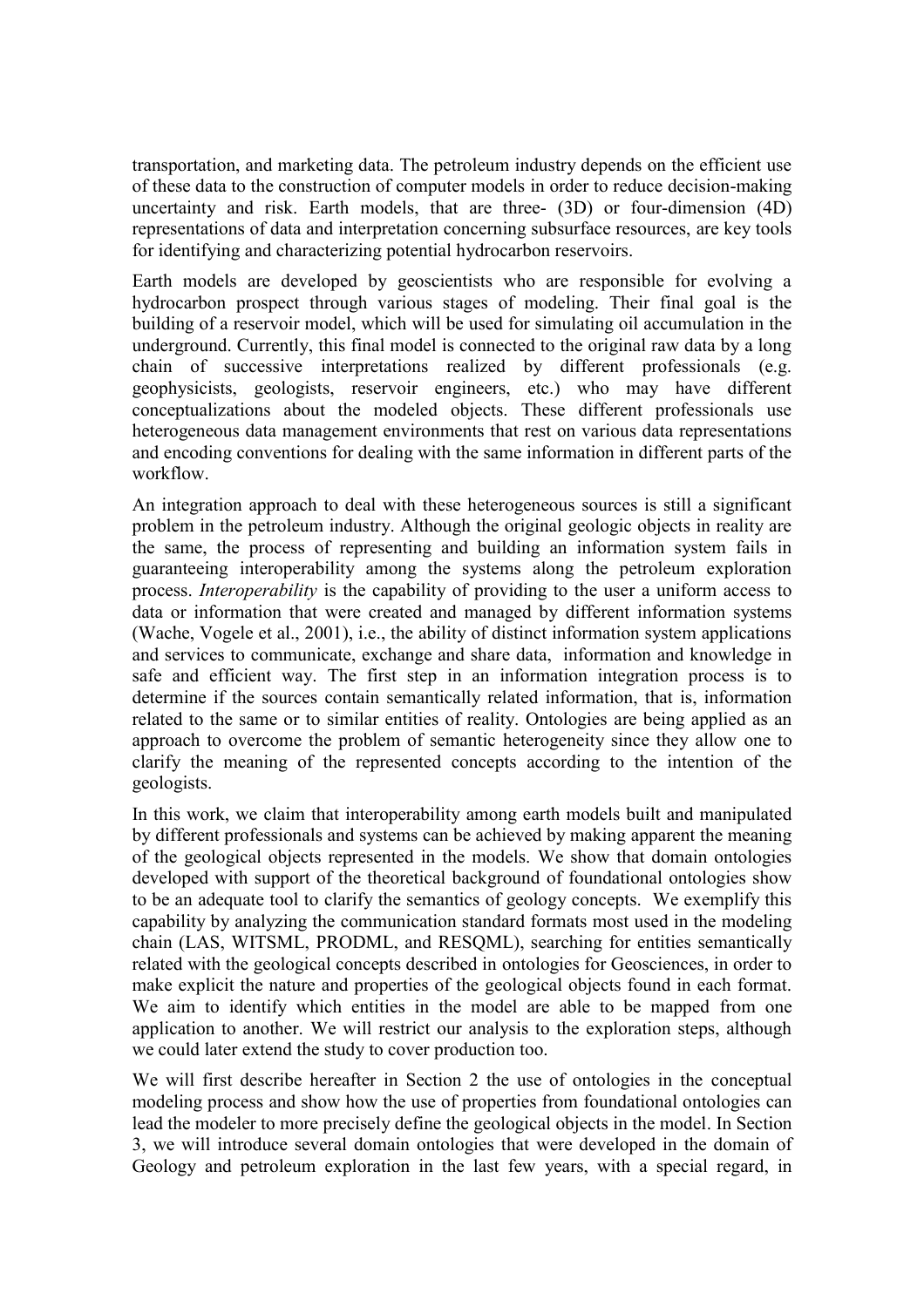transportation, and marketing data. The petroleum industry depends on the efficient use of these data to the construction of computer models in order to reduce decision-making uncertainty and risk. Earth models, that are three- (3D) or four-dimension (4D) representations of data and interpretation concerning subsurface resources, are key tools for identifying and characterizing potential hydrocarbon reservoirs.

Earth models are developed by geoscientists who are responsible for evolving a hydrocarbon prospect through various stages of modeling. Their final goal is the building of a reservoir model, which will be used for simulating oil accumulation in the underground. Currently, this final model is connected to the original raw data by a long chain of successive interpretations realized by different professionals (e.g. geophysicists, geologists, reservoir engineers, etc.) who may have different conceptualizations about the modeled objects. These different professionals use heterogeneous data management environments that rest on various data representations and encoding conventions for dealing with the same information in different parts of the workflow.

An integration approach to deal with these heterogeneous sources is still a significant problem in the petroleum industry. Although the original geologic objects in reality are the same, the process of representing and building an information system fails in guaranteeing interoperability among the systems along the petroleum exploration process. *Interoperability* is the capability of providing to the user a uniform access to data or information that were created and managed by different information systems (Wache, Vogele et al., 2001), i.e., the ability of distinct information system applications and services to communicate, exchange and share data, information and knowledge in safe and efficient way. The first step in an information integration process is to determine if the sources contain semantically related information, that is, information related to the same or to similar entities of reality. Ontologies are being applied as an approach to overcome the problem of semantic heterogeneity since they allow one to clarify the meaning of the represented concepts according to the intention of the geologists.

In this work, we claim that interoperability among earth models built and manipulated by different professionals and systems can be achieved by making apparent the meaning of the geological objects represented in the models. We show that domain ontologies developed with support of the theoretical background of foundational ontologies show to be an adequate tool to clarify the semantics of geology concepts. We exemplify this capability by analyzing the communication standard formats most used in the modeling chain (LAS, WITSML, PRODML, and RESQML), searching for entities semantically related with the geological concepts described in ontologies for Geosciences, in order to make explicit the nature and properties of the geological objects found in each format. We aim to identify which entities in the model are able to be mapped from one application to another. We will restrict our analysis to the exploration steps, although we could later extend the study to cover production too.

We will first describe hereafter in Section 2 the use of ontologies in the conceptual modeling process and show how the use of properties from foundational ontologies can lead the modeler to more precisely define the geological objects in the model. In Section 3, we will introduce several domain ontologies that were developed in the domain of Geology and petroleum exploration in the last few years, with a special regard, in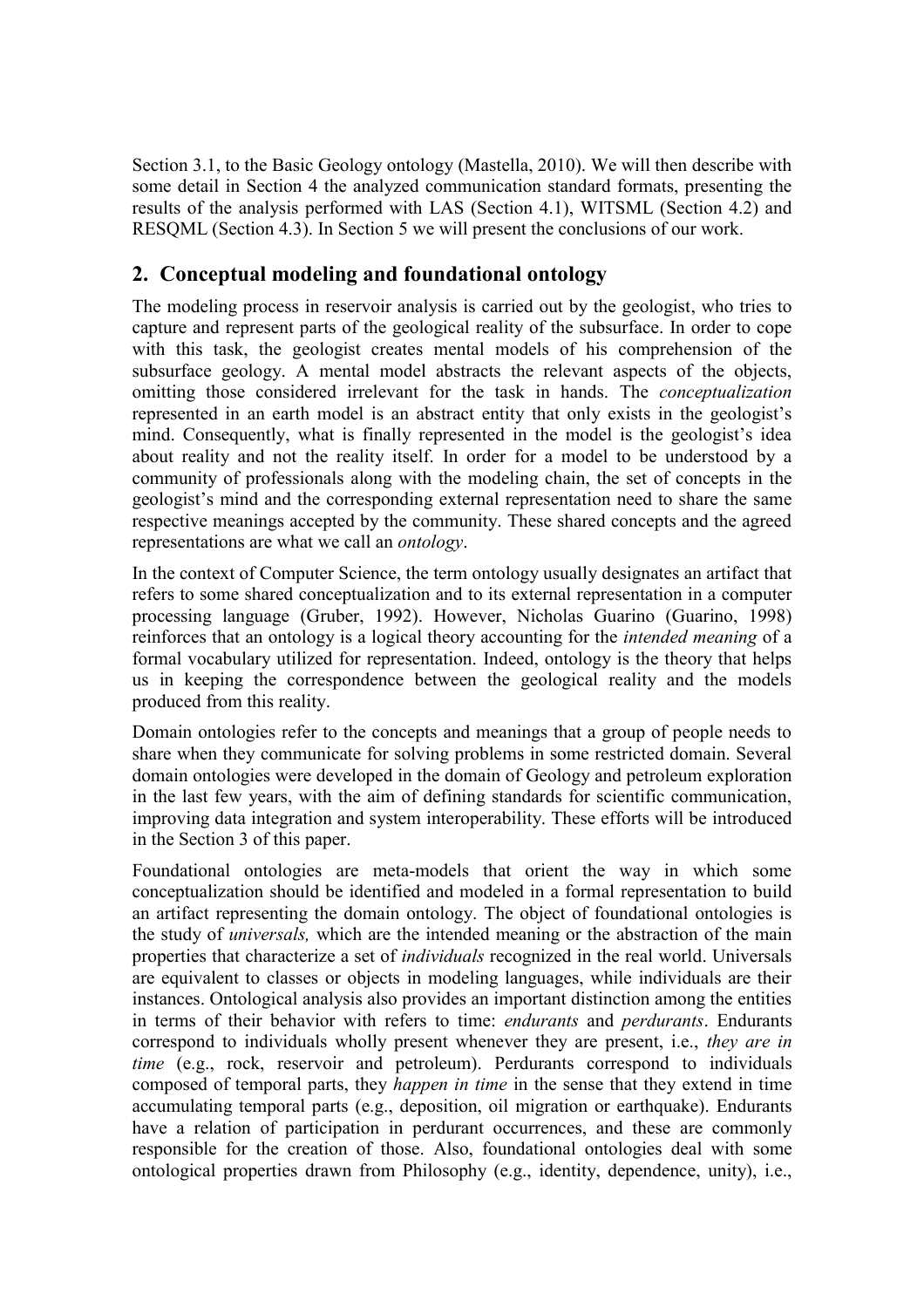Section 3.1, to the Basic Geology ontology (Mastella, 2010). We will then describe with some detail in Section 4 the analyzed communication standard formats, presenting the results of the analysis performed with LAS (Section 4.1), WITSML (Section 4.2) and RESQML (Section 4.3). In Section 5 we will present the conclusions of our work.

## 2. Conceptual modeling and foundational ontology

The modeling process in reservoir analysis is carried out by the geologist, who tries to capture and represent parts of the geological reality of the subsurface. In order to cope with this task, the geologist creates mental models of his comprehension of the subsurface geology. A mental model abstracts the relevant aspects of the objects, omitting those considered irrelevant for the task in hands. The *conceptualization* represented in an earth model is an abstract entity that only exists in the geologist's mind. Consequently, what is finally represented in the model is the geologist's idea about reality and not the reality itself. In order for a model to be understood by a community of professionals along with the modeling chain, the set of concepts in the geologist's mind and the corresponding external representation need to share the same respective meanings accepted by the community. These shared concepts and the agreed representations are what we call an *ontology*.

In the context of Computer Science, the term ontology usually designates an artifact that refers to some shared conceptualization and to its external representation in a computer processing language (Gruber, 1992). However, Nicholas Guarino (Guarino, 1998) reinforces that an ontology is a logical theory accounting for the *intended meaning* of a formal vocabulary utilized for representation. Indeed, ontology is the theory that helps us in keeping the correspondence between the geological reality and the models produced from this reality.

Domain ontologies refer to the concepts and meanings that a group of people needs to share when they communicate for solving problems in some restricted domain. Several domain ontologies were developed in the domain of Geology and petroleum exploration in the last few years, with the aim of defining standards for scientific communication, improving data integration and system interoperability. These efforts will be introduced in the Section 3 of this paper.

Foundational ontologies are meta-models that orient the way in which some conceptualization should be identified and modeled in a formal representation to build an artifact representing the domain ontology. The object of foundational ontologies is the study of *universals,* which are the intended meaning or the abstraction of the main properties that characterize a set of *individuals* recognized in the real world. Universals are equivalent to classes or objects in modeling languages, while individuals are their instances. Ontological analysis also provides an important distinction among the entities in terms of their behavior with refers to time: *endurants* and *perdurants*. Endurants correspond to individuals wholly present whenever they are present, i.e., *they are in time* (e.g., rock, reservoir and petroleum). Perdurants correspond to individuals composed of temporal parts, they *happen in time* in the sense that they extend in time accumulating temporal parts (e.g., deposition, oil migration or earthquake). Endurants have a relation of participation in perdurant occurrences, and these are commonly responsible for the creation of those. Also, foundational ontologies deal with some ontological properties drawn from Philosophy (e.g., identity, dependence, unity), i.e.,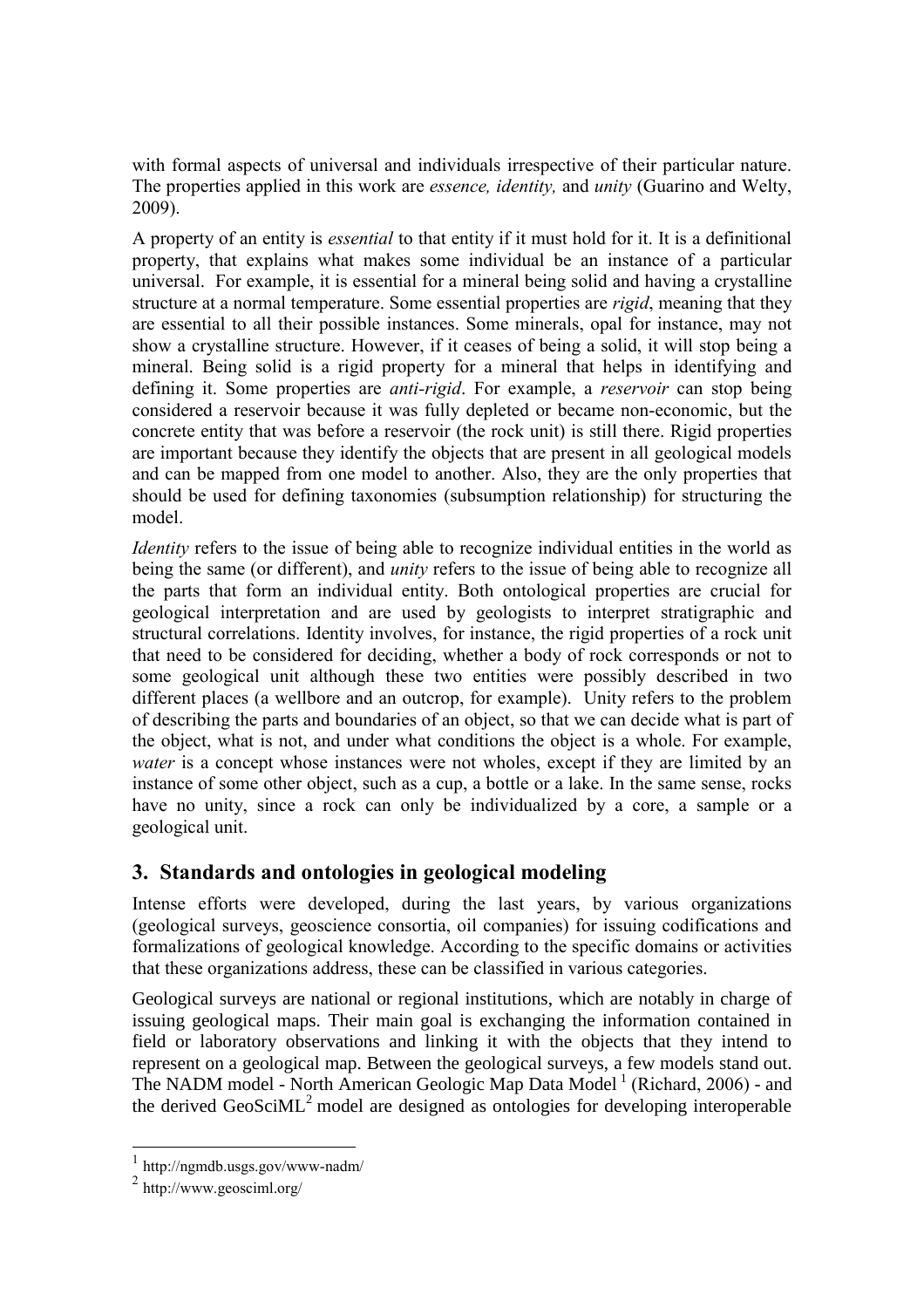with formal aspects of universal and individuals irrespective of their particular nature. The properties applied in this work are *essence, identity,* and *unity* (Guarino and Welty, 2009).

A property of an entity is *essential* to that entity if it must hold for it. It is a definitional property, that explains what makes some individual be an instance of a particular universal. For example, it is essential for a mineral being solid and having a crystalline structure at a normal temperature. Some essential properties are *rigid*, meaning that they are essential to all their possible instances. Some minerals, opal for instance, may not show a crystalline structure. However, if it ceases of being a solid, it will stop being a mineral. Being solid is a rigid property for a mineral that helps in identifying and defining it. Some properties are *anti-rigid*. For example, a *reservoir* can stop being considered a reservoir because it was fully depleted or became non-economic, but the concrete entity that was before a reservoir (the rock unit) is still there. Rigid properties are important because they identify the objects that are present in all geological models and can be mapped from one model to another. Also, they are the only properties that should be used for defining taxonomies (subsumption relationship) for structuring the model.

*Identity* refers to the issue of being able to recognize individual entities in the world as being the same (or different), and *unity* refers to the issue of being able to recognize all the parts that form an individual entity. Both ontological properties are crucial for geological interpretation and are used by geologists to interpret stratigraphic and structural correlations. Identity involves, for instance, the rigid properties of a rock unit that need to be considered for deciding, whether a body of rock corresponds or not to some geological unit although these two entities were possibly described in two different places (a wellbore and an outcrop, for example). Unity refers to the problem of describing the parts and boundaries of an object, so that we can decide what is part of the object, what is not, and under what conditions the object is a whole. For example, *water* is a concept whose instances were not wholes, except if they are limited by an instance of some other object, such as a cup, a bottle or a lake. In the same sense, rocks have no unity, since a rock can only be individualized by a core, a sample or a geological unit.

## 3. Standards and ontologies in geological modeling

Intense efforts were developed, during the last years, by various organizations (geological surveys, geoscience consortia, oil companies) for issuing codifications and formalizations of geological knowledge. According to the specific domains or activities that these organizations address, these can be classified in various categories.

Geological surveys are national or regional institutions, which are notably in charge of issuing geological maps. Their main goal is exchanging the information contained in field or laboratory observations and linking it with the objects that they intend to represent on a geological map. Between the geological surveys, a few models stand out. The NADM model - North American Geologic Map Data Model [1] (Richard, 2006) - and the derived GeoSciML[2] model are designed as ontologies for developing interoperable

[1] http://ngmdb.usgs.gov/www-nadm/

[2] http://www.geosciml.org/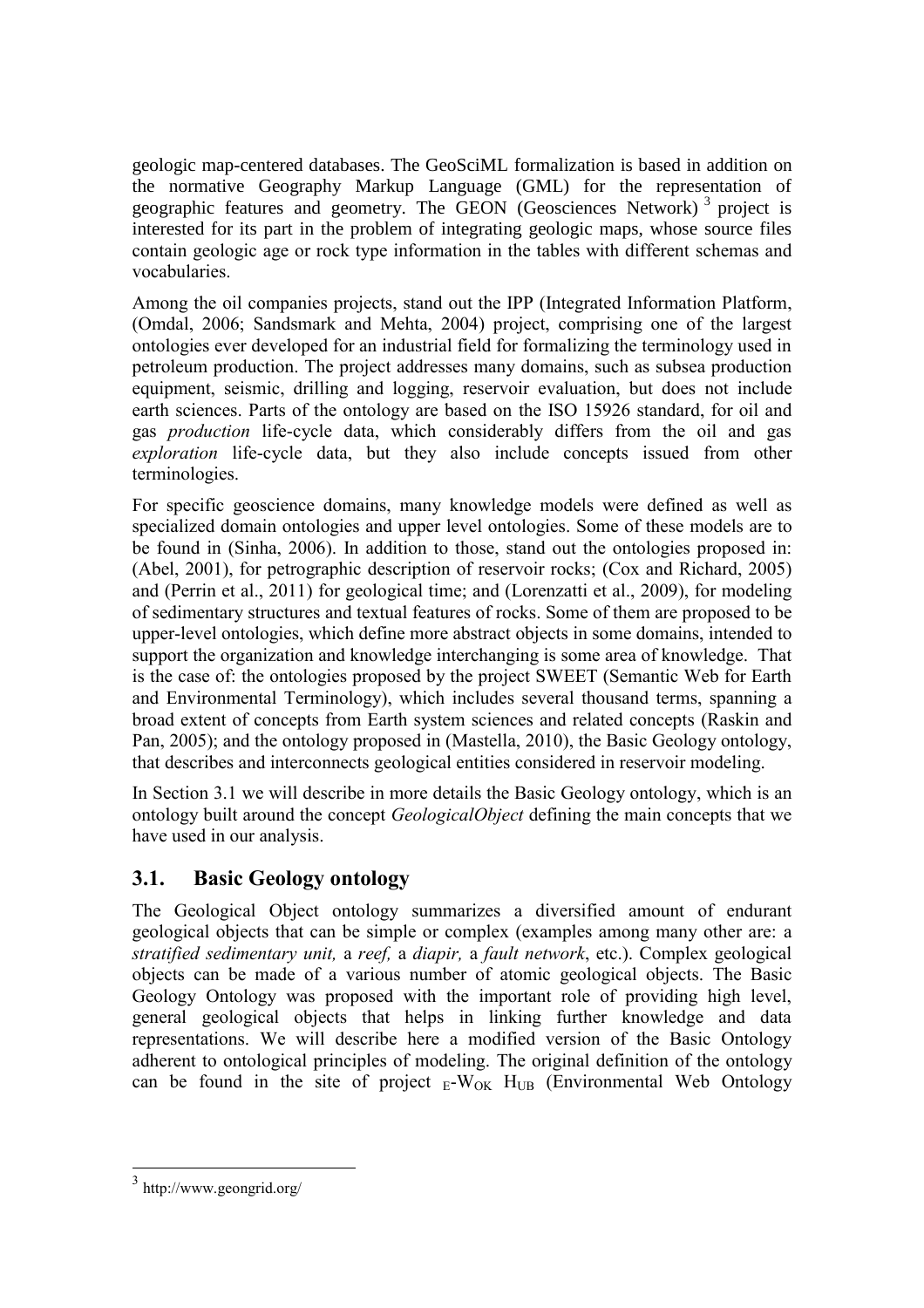geologic map-centered databases. The GeoSciML formalization is based in addition on the normative Geography Markup Language (GML) for the representation of geographic features and geometry. The GEON (Geosciences Network) [3] project is interested for its part in the problem of integrating geologic maps, whose source files contain geologic age or rock type information in the tables with different schemas and vocabularies.

Among the oil companies projects, stand out the IPP (Integrated Information Platform, (Omdal, 2006; Sandsmark and Mehta, 2004) project, comprising one of the largest ontologies ever developed for an industrial field for formalizing the terminology used in petroleum production. The project addresses many domains, such as subsea production equipment, seismic, drilling and logging, reservoir evaluation, but does not include earth sciences. Parts of the ontology are based on the ISO 15926 standard, for oil and gas *production* life-cycle data, which considerably differs from the oil and gas *exploration* life-cycle data, but they also include concepts issued from other terminologies.

For specific geoscience domains, many knowledge models were defined as well as specialized domain ontologies and upper level ontologies. Some of these models are to be found in (Sinha, 2006). In addition to those, stand out the ontologies proposed in: (Abel, 2001), for petrographic description of reservoir rocks; (Cox and Richard, 2005) and (Perrin et al., 2011) for geological time; and (Lorenzatti et al., 2009), for modeling of sedimentary structures and textual features of rocks. Some of them are proposed to be upper-level ontologies, which define more abstract objects in some domains, intended to support the organization and knowledge interchanging is some area of knowledge. That is the case of: the ontologies proposed by the project SWEET (Semantic Web for Earth and Environmental Terminology), which includes several thousand terms, spanning a broad extent of concepts from Earth system sciences and related concepts (Raskin and Pan, 2005); and the ontology proposed in (Mastella, 2010), the Basic Geology ontology, that describes and interconnects geological entities considered in reservoir modeling.

In Section 3.1 we will describe in more details the Basic Geology ontology, which is an ontology built around the concept *GeologicalObject* defining the main concepts that we have used in our analysis.

## 3.1. Basic Geology ontology

The Geological Object ontology summarizes a diversified amount of endurant geological objects that can be simple or complex (examples among many other are: a *stratified sedimentary unit,* a *reef,* a *diapir,* a *fault network*, etc.). Complex geological objects can be made of a various number of atomic geological objects. The Basic Geology Ontology was proposed with the important role of providing high level, general geological objects that helps in linking further knowledge and data representations. We will describe here a modified version of the Basic Ontology adherent to ontological principles of modeling. The original definition of the ontology can be found in the site of project $_{E}$-$W_{OK}$ $H_{UB}$ (Environmental Web Ontology

---

[3] http://www.geongrid.org/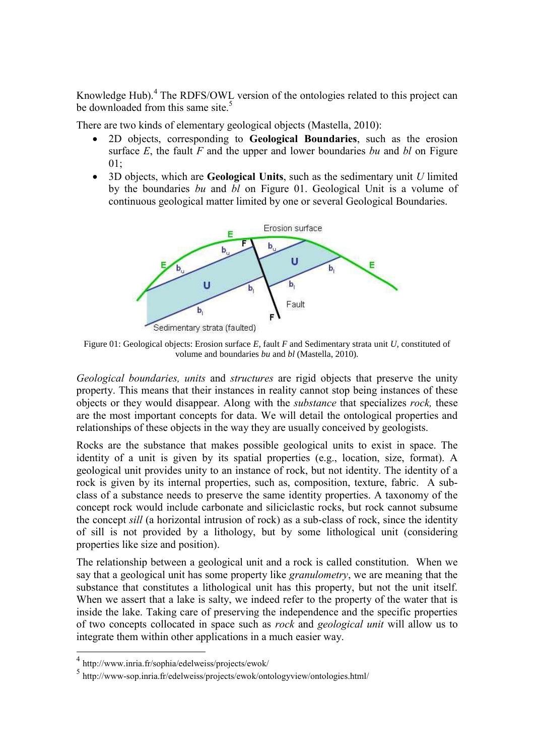Knowledge Hub).[4] The RDFS/OWL version of the ontologies related to this project can be downloaded from this same site.[5]

There are two kinds of elementary geological objects (Mastella, 2010):

- 2D objects, corresponding to **Geological Boundaries**, such as the erosion surface *E*, the fault *F* and the upper and lower boundaries *bu* and *bl* on Figure 01;
- 3D objects, which are **Geological Units**, such as the sedimentary unit *U* limited by the boundaries *bu* and *bl* on Figure 01. Geological Unit is a volume of continuous geological matter limited by one or several Geological Boundaries.

Figure 01: Geological objects: Erosion surface *E*, fault *F* and Sedimentary strata unit *U*, constituted of volume and boundaries *bu* and *bl* (Mastella, 2010).

*Geological boundaries, units* and *structures* are rigid objects that preserve the unity property. This means that their instances in reality cannot stop being instances of these objects or they would disappear. Along with the *substance* that specializes *rock,* these are the most important concepts for data. We will detail the ontological properties and relationships of these objects in the way they are usually conceived by geologists.

Rocks are the substance that makes possible geological units to exist in space. The identity of a unit is given by its spatial properties (e.g., location, size, format). A geological unit provides unity to an instance of rock, but not identity. The identity of a rock is given by its internal properties, such as, composition, texture, fabric. A sub-class of a substance needs to preserve the same identity properties. A taxonomy of the concept rock would include carbonate and siliciclastic rocks, but rock cannot subsume the concept *sill* (a horizontal intrusion of rock) as a sub-class of rock, since the identity of sill is not provided by a lithology, but by some lithological unit (considering properties like size and position).

The relationship between a geological unit and a rock is called constitution. When we say that a geological unit has some property like *granulometry*, we are meaning that the substance that constitutes a lithological unit has this property, but not the unit itself. When we assert that a lake is salty, we indeed refer to the property of the water that is inside the lake. Taking care of preserving the independence and the specific properties of two concepts collocated in space such as *rock* and *geological unit* will allow us to integrate them within other applications in a much easier way.

---

[4] http://www.inria.fr/sophia/edelweiss/projects/ewok/

[5] http://www-sop.inria.fr/edelweiss/projects/ewok/ontologyview/ontologies.html/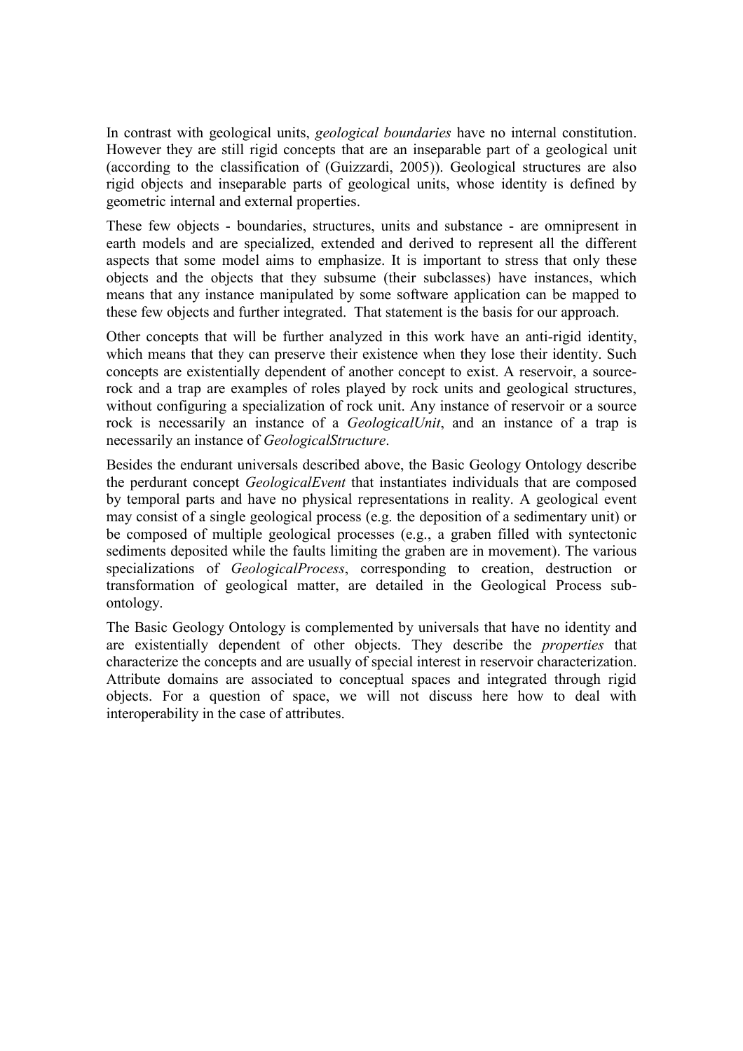In contrast with geological units, *geological boundaries* have no internal constitution. However they are still rigid concepts that are an inseparable part of a geological unit (according to the classification of (Guizzardi, 2005)). Geological structures are also rigid objects and inseparable parts of geological units, whose identity is defined by geometric internal and external properties.

These few objects - boundaries, structures, units and substance - are omnipresent in earth models and are specialized, extended and derived to represent all the different aspects that some model aims to emphasize. It is important to stress that only these objects and the objects that they subsume (their subclasses) have instances, which means that any instance manipulated by some software application can be mapped to these few objects and further integrated. That statement is the basis for our approach.

Other concepts that will be further analyzed in this work have an anti-rigid identity, which means that they can preserve their existence when they lose their identity. Such concepts are existentially dependent of another concept to exist. A reservoir, a source-rock and a trap are examples of roles played by rock units and geological structures, without configuring a specialization of rock unit. Any instance of reservoir or a source rock is necessarily an instance of a *GeologicalUnit*, and an instance of a trap is necessarily an instance of *GeologicalStructure*.

Besides the endurant universals described above, the Basic Geology Ontology describe the perdurant concept *GeologicalEvent* that instantiates individuals that are composed by temporal parts and have no physical representations in reality. A geological event may consist of a single geological process (e.g. the deposition of a sedimentary unit) or be composed of multiple geological processes (e.g., a graben filled with syntectonic sediments deposited while the faults limiting the graben are in movement). The various specializations of *GeologicalProcess*, corresponding to creation, destruction or transformation of geological matter, are detailed in the Geological Process sub-ontology.

The Basic Geology Ontology is complemented by universals that have no identity and are existentially dependent of other objects. They describe the *properties* that characterize the concepts and are usually of special interest in reservoir characterization. Attribute domains are associated to conceptual spaces and integrated through rigid objects. For a question of space, we will not discuss here how to deal with interoperability in the case of attributes.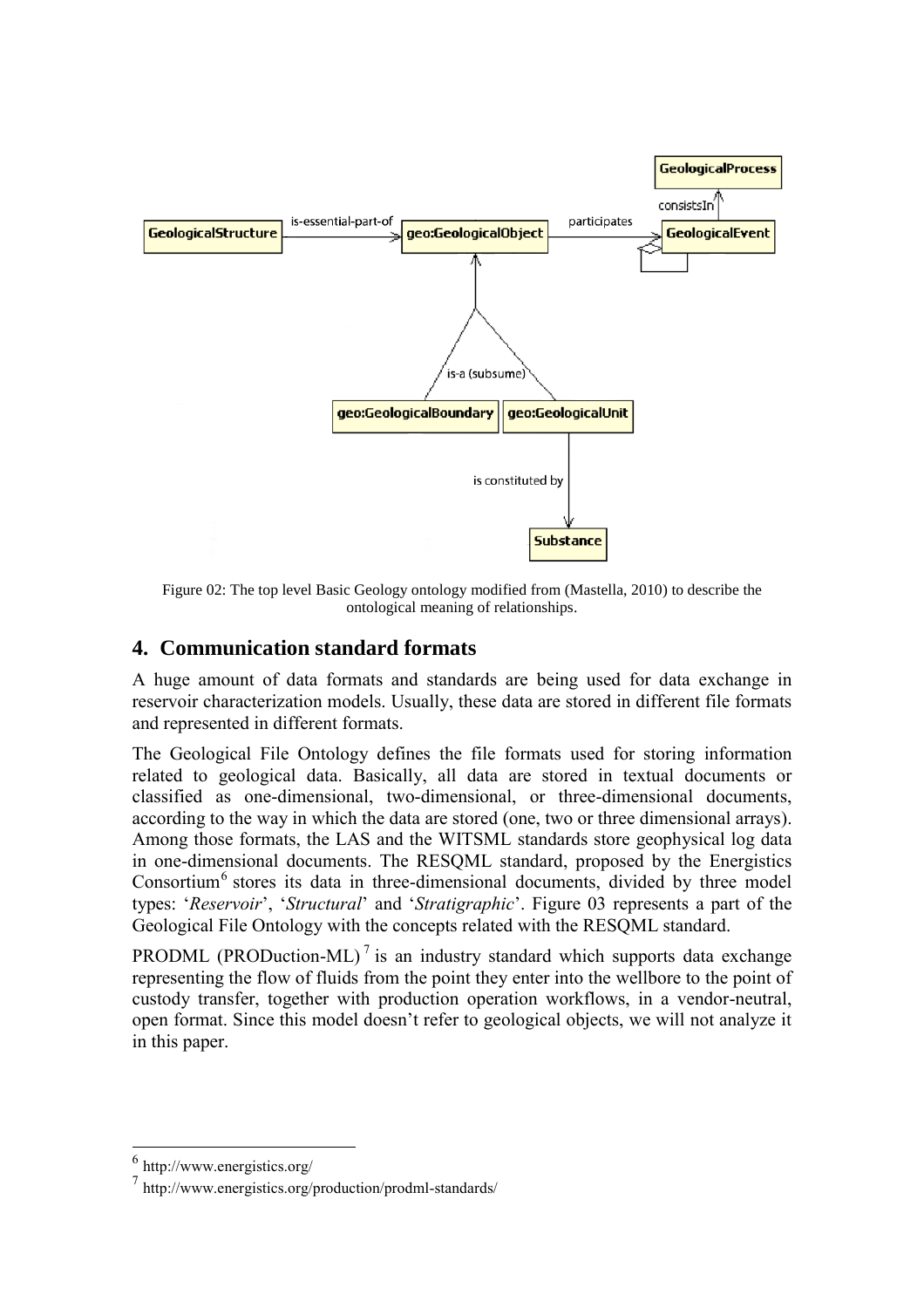Figure 02: The top level Basic Geology ontology modified from (Mastella, 2010) to describe the ontological meaning of relationships.

## 4. Communication standard formats

A huge amount of data formats and standards are being used for data exchange in reservoir characterization models. Usually, these data are stored in different file formats and represented in different formats.

The Geological File Ontology defines the file formats used for storing information related to geological data. Basically, all data are stored in textual documents or classified as one-dimensional, two-dimensional, or three-dimensional documents, according to the way in which the data are stored (one, two or three dimensional arrays). Among those formats, the LAS and the WITSML standards store geophysical log data in one-dimensional documents. The RESQML standard, proposed by the Energistics Consortium[6] stores its data in three-dimensional documents, divided by three model types: '*Reservoir*', '*Structural*' and '*Stratigraphic*'. Figure 03 represents a part of the Geological File Ontology with the concepts related with the RESQML standard.

PRODML (PRODuction-ML)[7] is an industry standard which supports data exchange representing the flow of fluids from the point they enter into the wellbore to the point of custody transfer, together with production operation workflows, in a vendor-neutral, open format. Since this model doesn't refer to geological objects, we will not analyze it in this paper.

---

[6] http://www.energistics.org/

[7] http://www.energistics.org/production/prodml-standards/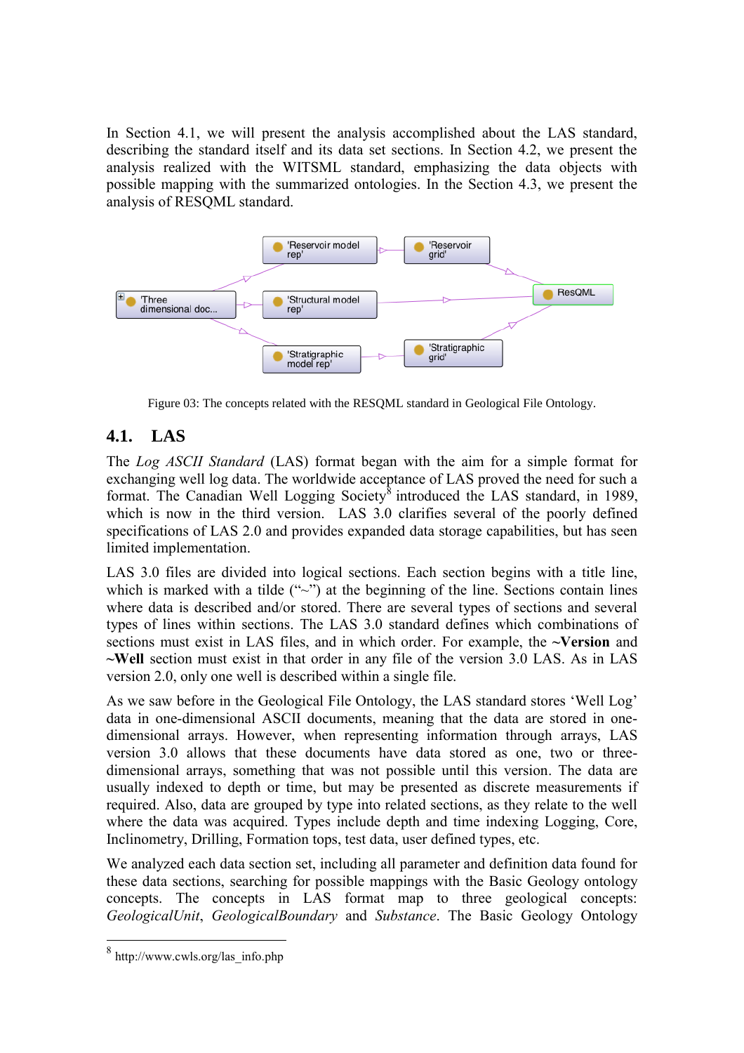In Section 4.1, we will present the analysis accomplished about the LAS standard, describing the standard itself and its data set sections. In Section 4.2, we present the analysis realized with the WITSML standard, emphasizing the data objects with possible mapping with the summarized ontologies. In the Section 4.3, we present the analysis of RESQML standard.

Figure 03: The concepts related with the RESQML standard in Geological File Ontology.

## 4.1. LAS

The *Log ASCII Standard* (LAS) format began with the aim for a simple format for exchanging well log data. The worldwide acceptance of LAS proved the need for such a format. The Canadian Well Logging Society[8] introduced the LAS standard, in 1989, which is now in the third version. LAS 3.0 clarifies several of the poorly defined specifications of LAS 2.0 and provides expanded data storage capabilities, but has seen limited implementation.

LAS 3.0 files are divided into logical sections. Each section begins with a title line, which is marked with a tilde ("~") at the beginning of the line. Sections contain lines where data is described and/or stored. There are several types of sections and several types of lines within sections. The LAS 3.0 standard defines which combinations of sections must exist in LAS files, and in which order. For example, the **~Version** and **~Well** section must exist in that order in any file of the version 3.0 LAS. As in LAS version 2.0, only one well is described within a single file.

As we saw before in the Geological File Ontology, the LAS standard stores 'Well Log' data in one-dimensional ASCII documents, meaning that the data are stored in one-dimensional arrays. However, when representing information through arrays, LAS version 3.0 allows that these documents have data stored as one, two or three-dimensional arrays, something that was not possible until this version. The data are usually indexed to depth or time, but may be presented as discrete measurements if required. Also, data are grouped by type into related sections, as they relate to the well where the data was acquired. Types include depth and time indexing Logging, Core, Inclinometry, Drilling, Formation tops, test data, user defined types, etc.

We analyzed each data section set, including all parameter and definition data found for these data sections, searching for possible mappings with the Basic Geology ontology concepts. The concepts in LAS format map to three geological concepts: *GeologicalUnit*, *GeologicalBoundary* and *Substance*. The Basic Geology Ontology

[8] http://www.cwls.org/las_info.php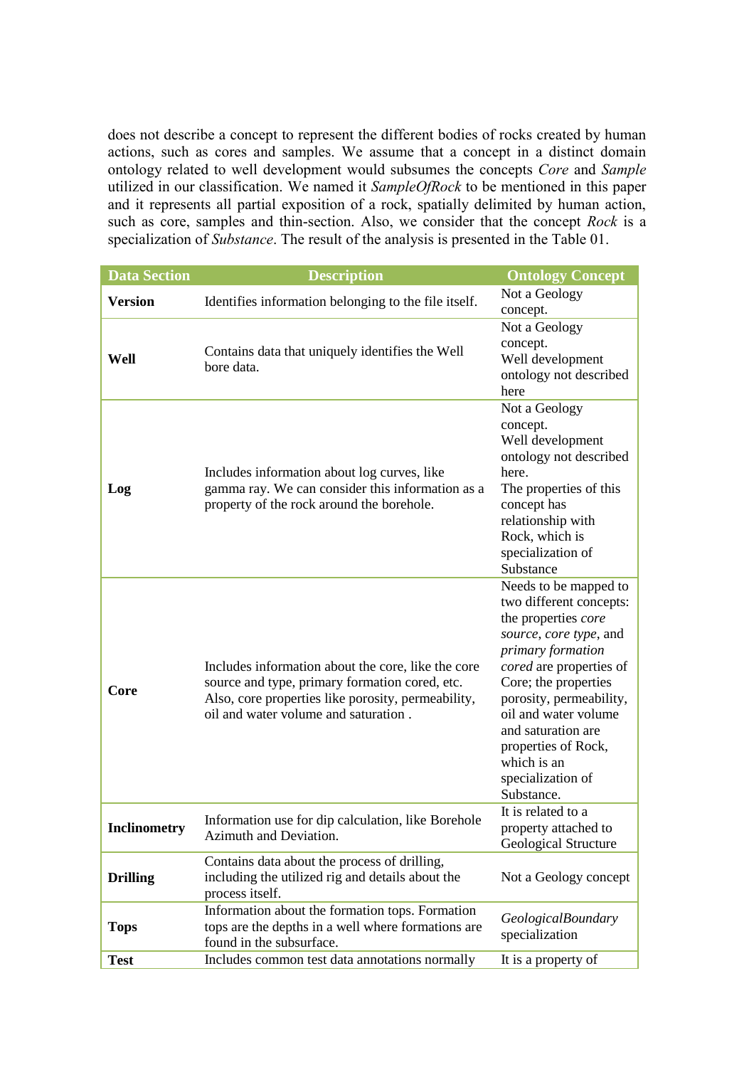does not describe a concept to represent the different bodies of rocks created by human actions, such as cores and samples. We assume that a concept in a distinct domain ontology related to well development would subsumes the concepts *Core* and *Sample* utilized in our classification. We named it *SampleOfRock* to be mentioned in this paper and it represents all partial exposition of a rock, spatially delimited by human action, such as core, samples and thin-section. Also, we consider that the concept *Rock* is a specialization of *Substance*. The result of the analysis is presented in the Table 01.

| Data Section | Description | Ontology Concept |
|---|---|---|
| **Version** | Identifies information belonging to the file itself. | Not a Geology concept. |
| **Well** | Contains data that uniquely identifies the Well bore data. | Not a Geology concept. Well development ontology not described here |
| **Log** | Includes information about log curves, like gamma ray. We can consider this information as a property of the rock around the borehole. | Not a Geology concept. Well development ontology not described here. The properties of this concept has relationship with Rock, which is specialization of Substance |
| **Core** | Includes information about the core, like the core source and type, primary formation cored, etc. Also, core properties like porosity, permeability, oil and water volume and saturation . | Needs to be mapped to two different concepts: the properties *core source*, *core type*, and *primary formation cored* are properties of Core; the properties porosity, permeability, oil and water volume and saturation are properties of Rock, which is an specialization of Substance. |
| **Inclinometry** | Information use for dip calculation, like Borehole Azimuth and Deviation. | It is related to a property attached to Geological Structure |
| **Drilling** | Contains data about the process of drilling, including the utilized rig and details about the process itself. | Not a Geology concept |
| **Tops** | Information about the formation tops. Formation tops are the depths in a well where formations are found in the subsurface. | *GeologicalBoundary* specialization |
| **Test** | Includes common test data annotations normally | It is a property of |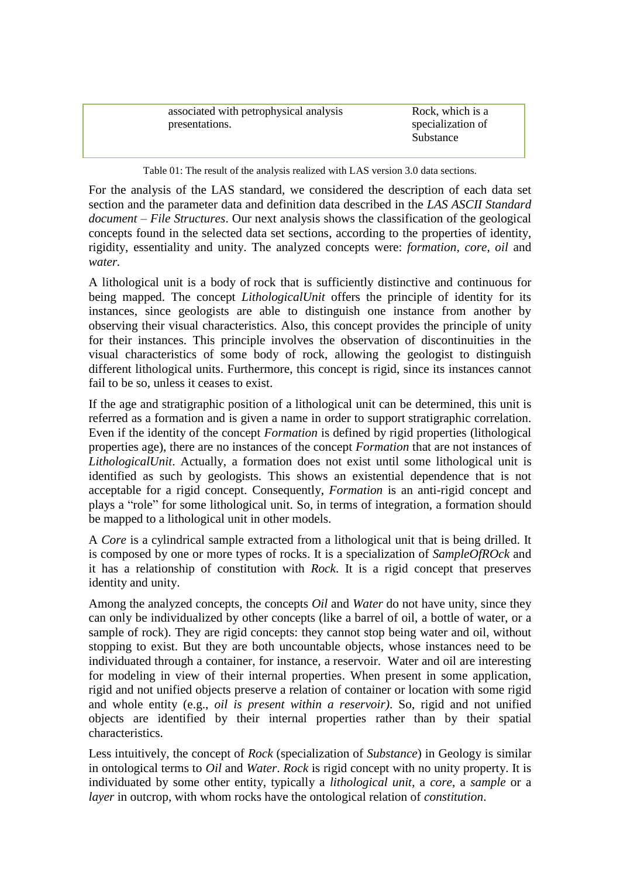| | | |
|---|---|---|
| | associated with petrophysical analysis presentations. | Rock, which is a specialization of Substance |

Table 01: The result of the analysis realized with LAS version 3.0 data sections.

For the analysis of the LAS standard, we considered the description of each data set section and the parameter data and definition data described in the *LAS ASCII Standard document – File Structures*. Our next analysis shows the classification of the geological concepts found in the selected data set sections, according to the properties of identity, rigidity, essentiality and unity. The analyzed concepts were: *formation*, *core*, *oil* and *water.*

A lithological unit is a body of rock that is sufficiently distinctive and continuous for being mapped. The concept *LithologicalUnit* offers the principle of identity for its instances, since geologists are able to distinguish one instance from another by observing their visual characteristics. Also, this concept provides the principle of unity for their instances. This principle involves the observation of discontinuities in the visual characteristics of some body of rock, allowing the geologist to distinguish different lithological units. Furthermore, this concept is rigid, since its instances cannot fail to be so, unless it ceases to exist.

If the age and stratigraphic position of a lithological unit can be determined, this unit is referred as a formation and is given a name in order to support stratigraphic correlation. Even if the identity of the concept *Formation* is defined by rigid properties (lithological properties age), there are no instances of the concept *Formation* that are not instances of *LithologicalUnit*. Actually, a formation does not exist until some lithological unit is identified as such by geologists. This shows an existential dependence that is not acceptable for a rigid concept. Consequently, *Formation* is an anti-rigid concept and plays a "role" for some lithological unit. So, in terms of integration, a formation should be mapped to a lithological unit in other models.

A *Core* is a cylindrical sample extracted from a lithological unit that is being drilled. It is composed by one or more types of rocks. It is a specialization of *SampleOfROck* and it has a relationship of constitution with *Rock*. It is a rigid concept that preserves identity and unity.

Among the analyzed concepts, the concepts *Oil* and *Water* do not have unity, since they can only be individualized by other concepts (like a barrel of oil, a bottle of water, or a sample of rock). They are rigid concepts: they cannot stop being water and oil, without stopping to exist. But they are both uncountable objects, whose instances need to be individuated through a container, for instance, a reservoir. Water and oil are interesting for modeling in view of their internal properties. When present in some application, rigid and not unified objects preserve a relation of container or location with some rigid and whole entity (e.g., *oil is present within a reservoir)*. So, rigid and not unified objects are identified by their internal properties rather than by their spatial characteristics.

Less intuitively, the concept of *Rock* (specialization of *Substance*) in Geology is similar in ontological terms to *Oil* and *Water*. *Rock* is rigid concept with no unity property. It is individuated by some other entity, typically a *lithological unit*, a *core*, a *sample* or a *layer* in outcrop, with whom rocks have the ontological relation of *constitution*.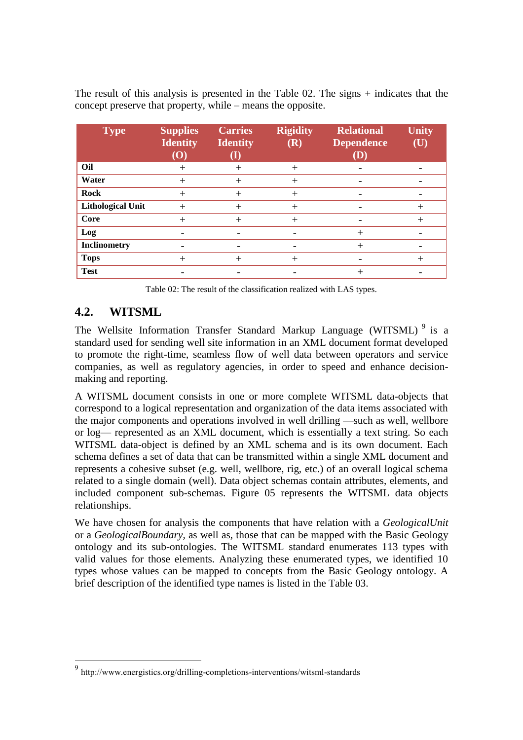The result of this analysis is presented in the Table 02. The signs + indicates that the concept preserve that property, while – means the opposite.

| Type | Supplies Identity (O) | Carries Identity (I) | Rigidity (R) | Relational Dependence (D) | Unity (U) |
|---|---|---|---|---|---|
| **Oil** | + | + | + | - | - |
| **Water** | + | + | + | - | - |
| **Rock** | + | + | + | - | - |
| **Lithological Unit** | + | + | + | - | + |
| **Core** | + | + | + | - | + |
| **Log** | - | - | - | + | - |
| **Inclinometry** | - | - | - | + | - |
| **Tops** | + | + | + | - | + |
| **Test** | - | - | - | + | - |

Table 02: The result of the classification realized with LAS types.

## 4.2. WITSML

The Wellsite Information Transfer Standard Markup Language (WITSML) [9] is a standard used for sending well site information in an XML document format developed to promote the right-time, seamless flow of well data between operators and service companies, as well as regulatory agencies, in order to speed and enhance decision-making and reporting.

A WITSML document consists in one or more complete WITSML data-objects that correspond to a logical representation and organization of the data items associated with the major components and operations involved in well drilling —such as well, wellbore or log— represented as an XML document, which is essentially a text string. So each WITSML data-object is defined by an XML schema and is its own document. Each schema defines a set of data that can be transmitted within a single XML document and represents a cohesive subset (e.g. well, wellbore, rig, etc.) of an overall logical schema related to a single domain (well). Data object schemas contain attributes, elements, and included component sub-schemas. Figure 05 represents the WITSML data objects relationships.

We have chosen for analysis the components that have relation with a *GeologicalUnit* or a *GeologicalBoundary*, as well as, those that can be mapped with the Basic Geology ontology and its sub-ontologies. The WITSML standard enumerates 113 types with valid values for those elements. Analyzing these enumerated types, we identified 10 types whose values can be mapped to concepts from the Basic Geology ontology. A brief description of the identified type names is listed in the Table 03.

[9] http://www.energistics.org/drilling-completions-interventions/witsml-standards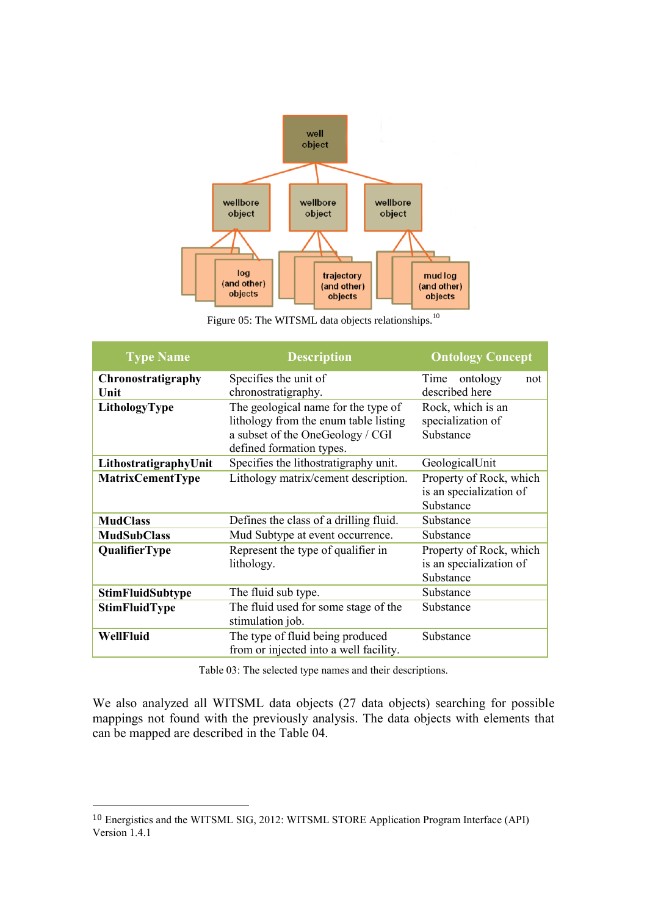Figure 05: The WITSML data objects relationships.[10]

| Type Name | Description | Ontology Concept |
|---|---|---|
| **Chronostratigraphy Unit** | Specifies the unit of chronostratigraphy. | Time ontology not described here |
| **LithologyType** | The geological name for the type of lithology from the enum table listing a subset of the OneGeology / CGI defined formation types. | Rock, which is an specialization of Substance |
| **LithostratigraphyUnit** | Specifies the lithostratigraphy unit. | GeologicalUnit |
| **MatrixCementType** | Lithology matrix/cement description. | Property of Rock, which is an specialization of Substance |
| **MudClass** | Defines the class of a drilling fluid. | Substance |
| **MudSubClass** | Mud Subtype at event occurrence. | Substance |
| **QualifierType** | Represent the type of qualifier in lithology. | Property of Rock, which is an specialization of Substance |
| **StimFluidSubtype** | The fluid sub type. | Substance |
| **StimFluidType** | The fluid used for some stage of the stimulation job. | Substance |
| **WellFluid** | The type of fluid being produced from or injected into a well facility. | Substance |

Table 03: The selected type names and their descriptions.

We also analyzed all WITSML data objects (27 data objects) searching for possible mappings not found with the previously analysis. The data objects with elements that can be mapped are described in the Table 04.

[10] Energistics and the WITSML SIG, 2012: WITSML STORE Application Program Interface (API) Version 1.4.1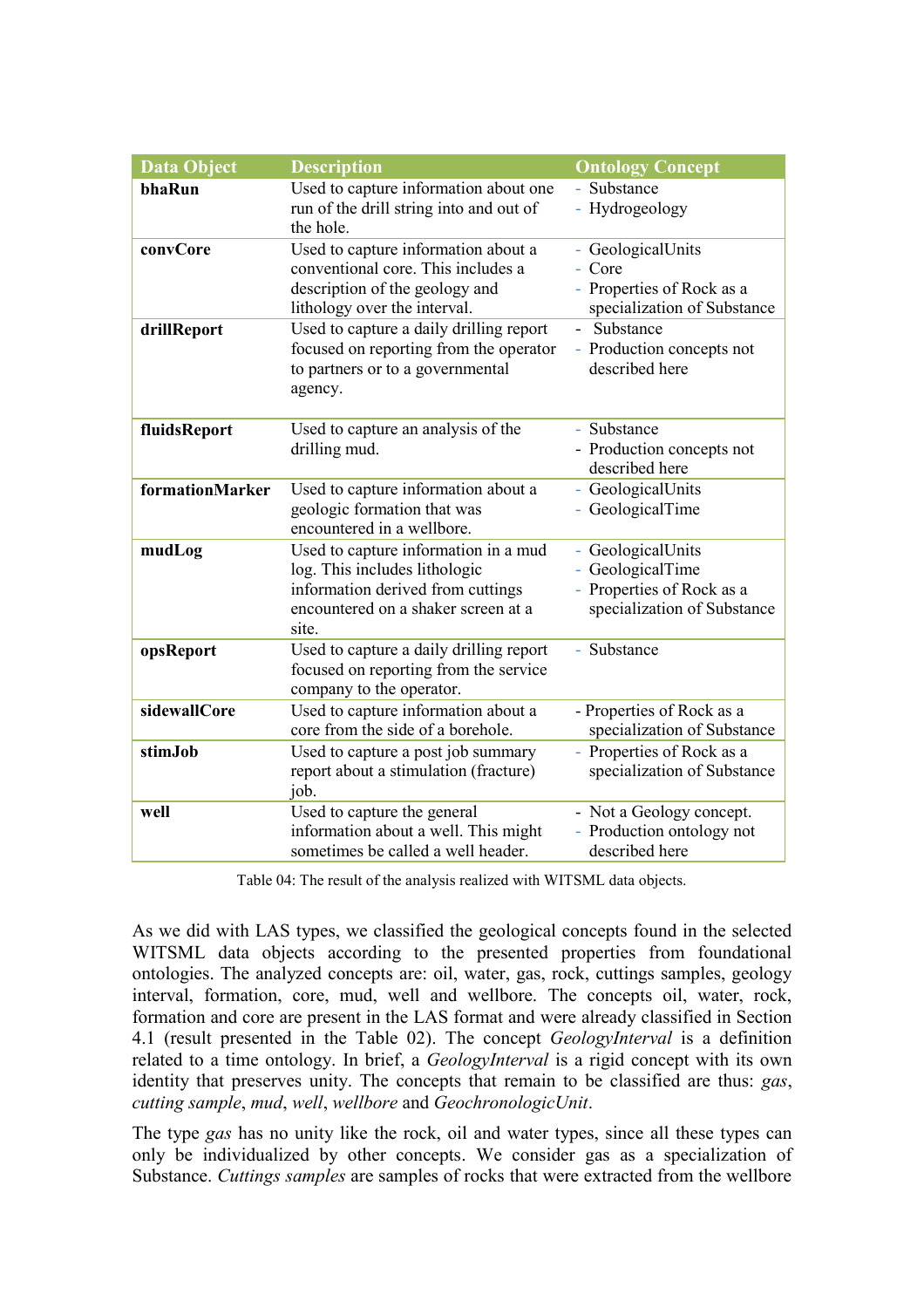| Data Object | Description | Ontology Concept |
|---|---|---|
| **bhaRun** | Used to capture information about one run of the drill string into and out of the hole. | - Substance<br>- Hydrogeology |
| **convCore** | Used to capture information about a conventional core. This includes a description of the geology and lithology over the interval. | - GeologicalUnits<br>- Core<br>- Properties of Rock as a specialization of Substance |
| **drillReport** | Used to capture a daily drilling report focused on reporting from the operator to partners or to a governmental agency. | - Substance<br>- Production concepts not described here |
| **fluidsReport** | Used to capture an analysis of the drilling mud. | - Substance<br>- Production concepts not described here |
| **formationMarker** | Used to capture information about a geologic formation that was encountered in a wellbore. | - GeologicalUnits<br>- GeologicalTime |
| **mudLog** | Used to capture information in a mud log. This includes lithologic information derived from cuttings encountered on a shaker screen at a site. | - GeologicalUnits<br>- GeologicalTime<br>- Properties of Rock as a specialization of Substance |
| **opsReport** | Used to capture a daily drilling report focused on reporting from the service company to the operator. | - Substance |
| **sidewallCore** | Used to capture information about a core from the side of a borehole. | - Properties of Rock as a specialization of Substance |
| **stimJob** | Used to capture a post job summary report about a stimulation (fracture) job. | - Properties of Rock as a specialization of Substance |
| **well** | Used to capture the general information about a well. This might sometimes be called a well header. | - Not a Geology concept.<br>- Production ontology not described here |

Table 04: The result of the analysis realized with WITSML data objects.

As we did with LAS types, we classified the geological concepts found in the selected WITSML data objects according to the presented properties from foundational ontologies. The analyzed concepts are: oil, water, gas, rock, cuttings samples, geology interval, formation, core, mud, well and wellbore. The concepts oil, water, rock, formation and core are present in the LAS format and were already classified in Section 4.1 (result presented in the Table 02). The concept *GeologyInterval* is a definition related to a time ontology. In brief, a *GeologyInterval* is a rigid concept with its own identity that preserves unity. The concepts that remain to be classified are thus: *gas*, *cutting sample*, *mud*, *well*, *wellbore* and *GeochronologicUnit*.

The type *gas* has no unity like the rock, oil and water types, since all these types can only be individualized by other concepts. We consider gas as a specialization of Substance. *Cuttings samples* are samples of rocks that were extracted from the wellbore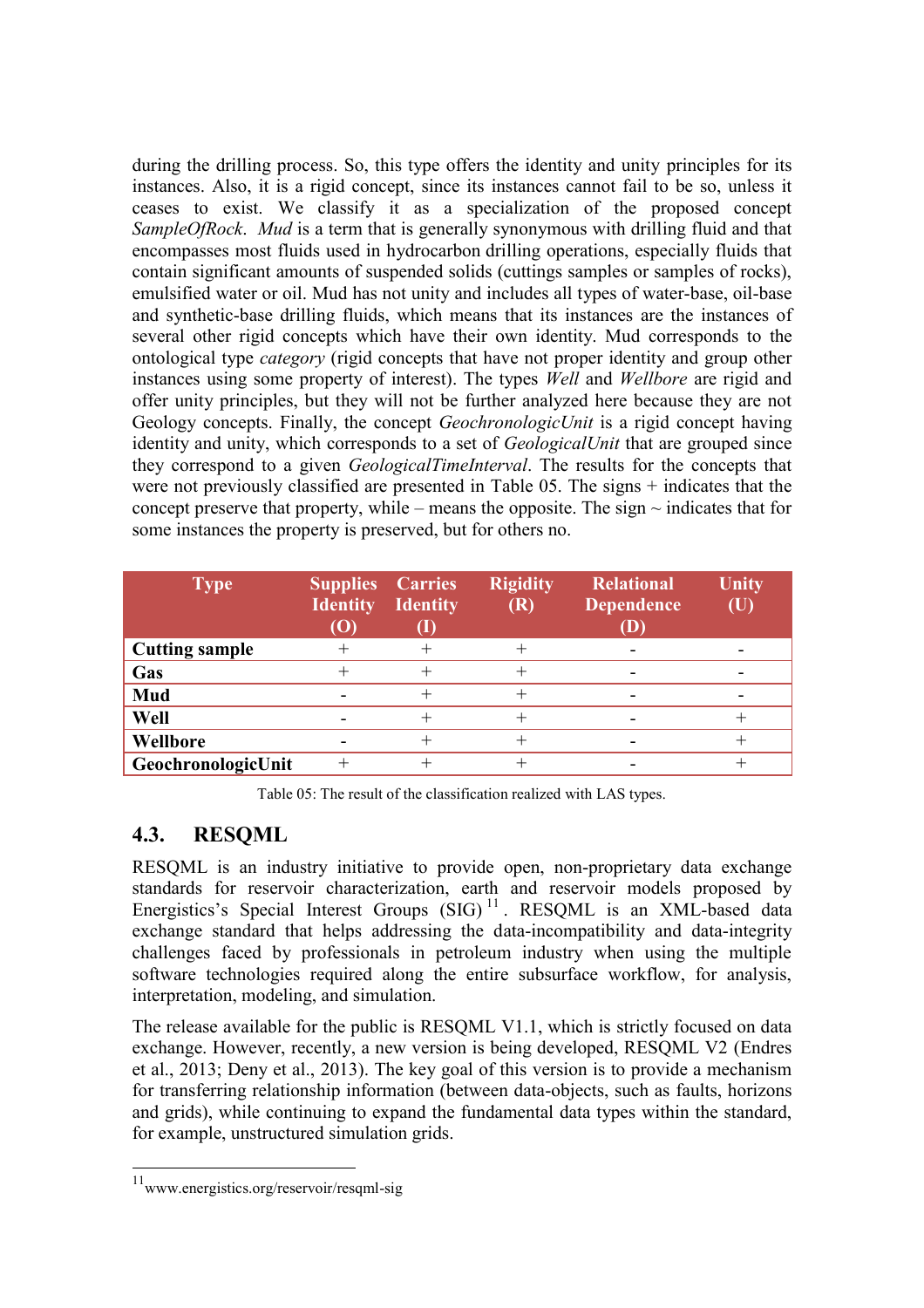during the drilling process. So, this type offers the identity and unity principles for its instances. Also, it is a rigid concept, since its instances cannot fail to be so, unless it ceases to exist. We classify it as a specialization of the proposed concept *SampleOfRock*. *Mud* is a term that is generally synonymous with drilling fluid and that encompasses most fluids used in hydrocarbon drilling operations, especially fluids that contain significant amounts of suspended solids (cuttings samples or samples of rocks), emulsified water or oil. Mud has not unity and includes all types of water-base, oil-base and synthetic-base drilling fluids, which means that its instances are the instances of several other rigid concepts which have their own identity. Mud corresponds to the ontological type *category* (rigid concepts that have not proper identity and group other instances using some property of interest). The types *Well* and *Wellbore* are rigid and offer unity principles, but they will not be further analyzed here because they are not Geology concepts. Finally, the concept *GeochronologicUnit* is a rigid concept having identity and unity, which corresponds to a set of *GeologicalUnit* that are grouped since they correspond to a given *GeologicalTimeInterval*. The results for the concepts that were not previously classified are presented in Table 05. The signs + indicates that the concept preserve that property, while – means the opposite. The sign ~ indicates that for some instances the property is preserved, but for others no.

| Type | Supplies Identity (O) | Carries Identity (I) | Rigidity (R) | Relational Dependence (D) | Unity (U) |
|---|---|---|---|---|---|
| **Cutting sample** | + | + | + | - | - |
| **Gas** | + | + | + | - | - |
| **Mud** | - | + | + | - | - |
| **Well** | - | + | + | - | + |
| **Wellbore** | - | + | + | - | + |
| **GeochronologicUnit** | + | + | + | - | + |

Table 05: The result of the classification realized with LAS types.

## 4.3. RESQML

RESQML is an industry initiative to provide open, non-proprietary data exchange standards for reservoir characterization, earth and reservoir models proposed by Energistics's Special Interest Groups (SIG)[11]. RESQML is an XML-based data exchange standard that helps addressing the data-incompatibility and data-integrity challenges faced by professionals in petroleum industry when using the multiple software technologies required along the entire subsurface workflow, for analysis, interpretation, modeling, and simulation.

The release available for the public is RESQML V1.1, which is strictly focused on data exchange. However, recently, a new version is being developed, RESQML V2 (Endres et al., 2013; Deny et al., 2013). The key goal of this version is to provide a mechanism for transferring relationship information (between data-objects, such as faults, horizons and grids), while continuing to expand the fundamental data types within the standard, for example, unstructured simulation grids.

[11] www.energistics.org/reservoir/resqml-sig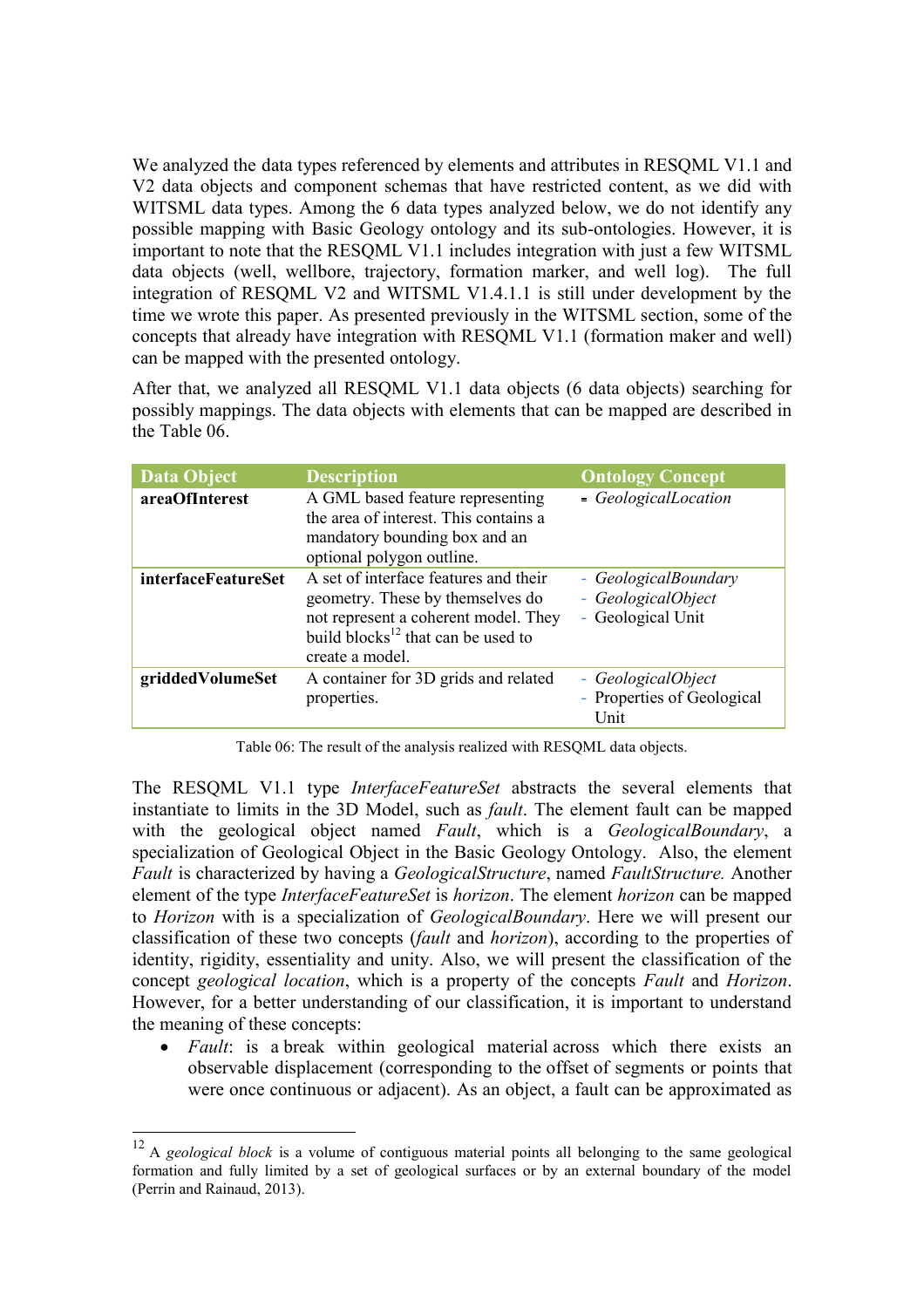We analyzed the data types referenced by elements and attributes in RESQML V1.1 and V2 data objects and component schemas that have restricted content, as we did with WITSML data types. Among the 6 data types analyzed below, we do not identify any possible mapping with Basic Geology ontology and its sub-ontologies. However, it is important to note that the RESQML V1.1 includes integration with just a few WITSML data objects (well, wellbore, trajectory, formation marker, and well log). The full integration of RESQML V2 and WITSML V1.4.1.1 is still under development by the time we wrote this paper. As presented previously in the WITSML section, some of the concepts that already have integration with RESQML V1.1 (formation maker and well) can be mapped with the presented ontology.

After that, we analyzed all RESQML V1.1 data objects (6 data objects) searching for possibly mappings. The data objects with elements that can be mapped are described in the Table 06.

| Data Object | Description | Ontology Concept |
|---|---|---|
| **areaOfInterest** | A GML based feature representing the area of interest. This contains a mandatory bounding box and an optional polygon outline. | - *GeologicalLocation* |
| **interfaceFeatureSet** | A set of interface features and their geometry. These by themselves do not represent a coherent model. They build blocks[12] that can be used to create a model. | - *GeologicalBoundary*<br>- *GeologicalObject*<br>- Geological Unit |
| **griddedVolumeSet** | A container for 3D grids and related properties. | - *GeologicalObject*<br>- Properties of Geological Unit |

Table 06: The result of the analysis realized with RESQML data objects.

The RESQML V1.1 type *InterfaceFeatureSet* abstracts the several elements that instantiate to limits in the 3D Model, such as *fault*. The element fault can be mapped with the geological object named *Fault*, which is a *GeologicalBoundary*, a specialization of Geological Object in the Basic Geology Ontology. Also, the element *Fault* is characterized by having a *GeologicalStructure*, named *FaultStructure.* Another element of the type *InterfaceFeatureSet* is *horizon*. The element *horizon* can be mapped to *Horizon* with is a specialization of *GeologicalBoundary*. Here we will present our classification of these two concepts (*fault* and *horizon*), according to the properties of identity, rigidity, essentiality and unity. Also, we will present the classification of the concept *geological location*, which is a property of the concepts *Fault* and *Horizon*. However, for a better understanding of our classification, it is important to understand the meaning of these concepts:

- *Fault*: is a break within geological material across which there exists an observable displacement (corresponding to the offset of segments or points that were once continuous or adjacent). As an object, a fault can be approximated as

[12] A *geological block* is a volume of contiguous material points all belonging to the same geological formation and fully limited by a set of geological surfaces or by an external boundary of the model (Perrin and Rainaud, 2013).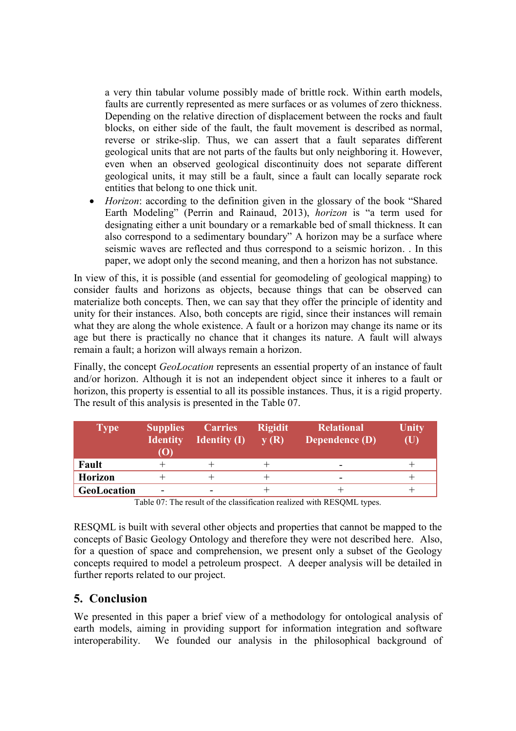a very thin tabular volume possibly made of brittle rock. Within earth models, faults are currently represented as mere surfaces or as volumes of zero thickness. Depending on the relative direction of displacement between the rocks and fault blocks, on either side of the fault, the fault movement is described as normal, reverse or strike-slip. Thus, we can assert that a fault separates different geological units that are not parts of the faults but only neighboring it. However, even when an observed geological discontinuity does not separate different geological units, it may still be a fault, since a fault can locally separate rock entities that belong to one thick unit.

- *Horizon*: according to the definition given in the glossary of the book "Shared Earth Modeling" (Perrin and Rainaud, 2013), *horizon* is "a term used for designating either a unit boundary or a remarkable bed of small thickness. It can also correspond to a sedimentary boundary" A horizon may be a surface where seismic waves are reflected and thus correspond to a seismic horizon. . In this paper, we adopt only the second meaning, and then a horizon has not substance.

In view of this, it is possible (and essential for geomodeling of geological mapping) to consider faults and horizons as objects, because things that can be observed can materialize both concepts. Then, we can say that they offer the principle of identity and unity for their instances. Also, both concepts are rigid, since their instances will remain what they are along the whole existence. A fault or a horizon may change its name or its age but there is practically no chance that it changes its nature. A fault will always remain a fault; a horizon will always remain a horizon.

Finally, the concept *GeoLocation* represents an essential property of an instance of fault and/or horizon. Although it is not an independent object since it inheres to a fault or horizon, this property is essential to all its possible instances. Thus, it is a rigid property. The result of this analysis is presented in the Table 07.

| Type | Supplies Identity (O) | Carries Identity (I) | Rigidity (R) | Relational Dependence (D) | Unity (U) |
|---|---|---|---|---|---|
| **Fault** | + | + | + | - | + |
| **Horizon** | + | + | + | - | + |
| **GeoLocation** | - | - | + | + | + |

Table 07: The result of the classification realized with RESQML types.

RESQML is built with several other objects and properties that cannot be mapped to the concepts of Basic Geology Ontology and therefore they were not described here. Also, for a question of space and comprehension, we present only a subset of the Geology concepts required to model a petroleum prospect. A deeper analysis will be detailed in further reports related to our project.

## 5. Conclusion

We presented in this paper a brief view of a methodology for ontological analysis of earth models, aiming in providing support for information integration and software interoperability. We founded our analysis in the philosophical background of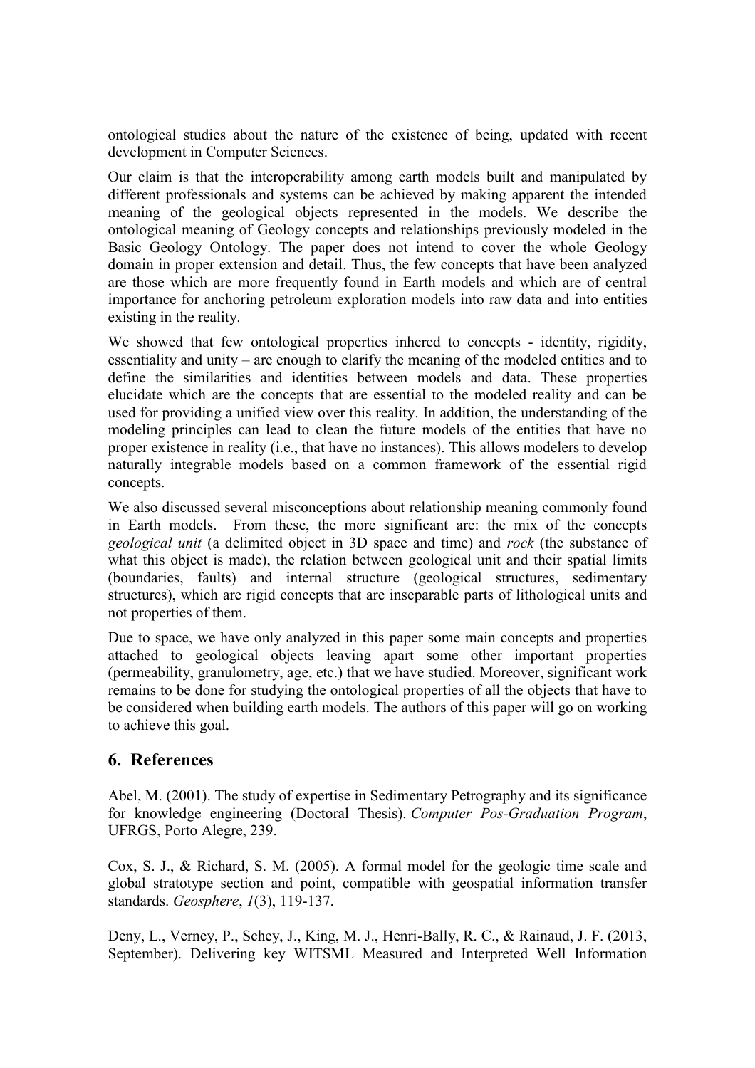ontological studies about the nature of the existence of being, updated with recent development in Computer Sciences.

Our claim is that the interoperability among earth models built and manipulated by different professionals and systems can be achieved by making apparent the intended meaning of the geological objects represented in the models. We describe the ontological meaning of Geology concepts and relationships previously modeled in the Basic Geology Ontology. The paper does not intend to cover the whole Geology domain in proper extension and detail. Thus, the few concepts that have been analyzed are those which are more frequently found in Earth models and which are of central importance for anchoring petroleum exploration models into raw data and into entities existing in the reality.

We showed that few ontological properties inhered to concepts - identity, rigidity, essentiality and unity – are enough to clarify the meaning of the modeled entities and to define the similarities and identities between models and data. These properties elucidate which are the concepts that are essential to the modeled reality and can be used for providing a unified view over this reality. In addition, the understanding of the modeling principles can lead to clean the future models of the entities that have no proper existence in reality (i.e., that have no instances). This allows modelers to develop naturally integrable models based on a common framework of the essential rigid concepts.

We also discussed several misconceptions about relationship meaning commonly found in Earth models. From these, the more significant are: the mix of the concepts *geological unit* (a delimited object in 3D space and time) and *rock* (the substance of what this object is made), the relation between geological unit and their spatial limits (boundaries, faults) and internal structure (geological structures, sedimentary structures), which are rigid concepts that are inseparable parts of lithological units and not properties of them.

Due to space, we have only analyzed in this paper some main concepts and properties attached to geological objects leaving apart some other important properties (permeability, granulometry, age, etc.) that we have studied. Moreover, significant work remains to be done for studying the ontological properties of all the objects that have to be considered when building earth models. The authors of this paper will go on working to achieve this goal.

## 6. References

Abel, M. (2001). The study of expertise in Sedimentary Petrography and its significance for knowledge engineering (Doctoral Thesis). *Computer Pos-Graduation Program*, UFRGS, Porto Alegre, 239.

Cox, S. J., & Richard, S. M. (2005). A formal model for the geologic time scale and global stratotype section and point, compatible with geospatial information transfer standards. *Geosphere*, *1*(3), 119-137.

Deny, L., Verney, P., Schey, J., King, M. J., Henri-Bally, R. C., & Rainaud, J. F. (2013, September). Delivering key WITSML Measured and Interpreted Well Information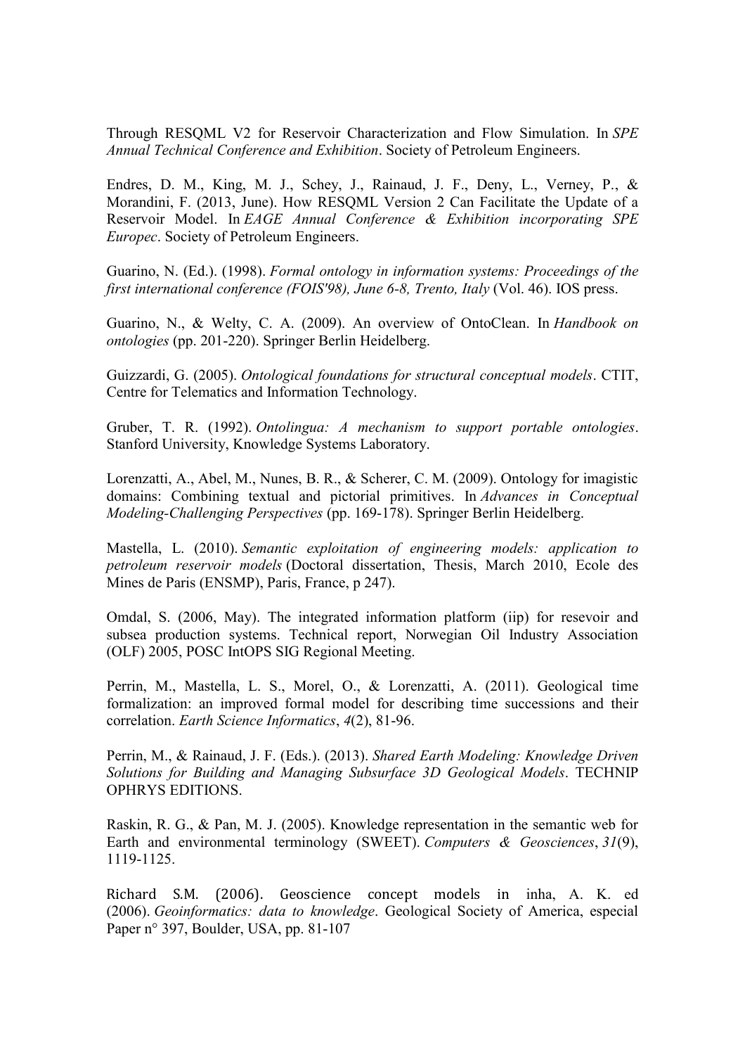Through RESQML V2 for Reservoir Characterization and Flow Simulation. In *SPE Annual Technical Conference and Exhibition*. Society of Petroleum Engineers.

Endres, D. M., King, M. J., Schey, J., Rainaud, J. F., Deny, L., Verney, P., & Morandini, F. (2013, June). How RESQML Version 2 Can Facilitate the Update of a Reservoir Model. In *EAGE Annual Conference & Exhibition incorporating SPE Europec*. Society of Petroleum Engineers.

Guarino, N. (Ed.). (1998). *Formal ontology in information systems: Proceedings of the first international conference (FOIS'98), June 6-8, Trento, Italy* (Vol. 46). IOS press.

Guarino, N., & Welty, C. A. (2009). An overview of OntoClean. In *Handbook on ontologies* (pp. 201-220). Springer Berlin Heidelberg.

Guizzardi, G. (2005). *Ontological foundations for structural conceptual models*. CTIT, Centre for Telematics and Information Technology.

Gruber, T. R. (1992). *Ontolingua: A mechanism to support portable ontologies*. Stanford University, Knowledge Systems Laboratory.

Lorenzatti, A., Abel, M., Nunes, B. R., & Scherer, C. M. (2009). Ontology for imagistic domains: Combining textual and pictorial primitives. In *Advances in Conceptual Modeling-Challenging Perspectives* (pp. 169-178). Springer Berlin Heidelberg.

Mastella, L. (2010). *Semantic exploitation of engineering models: application to petroleum reservoir models* (Doctoral dissertation, Thesis, March 2010, Ecole des Mines de Paris (ENSMP), Paris, France, p 247).

Omdal, S. (2006, May). The integrated information platform (iip) for resevoir and subsea production systems. Technical report, Norwegian Oil Industry Association (OLF) 2005, POSC IntOPS SIG Regional Meeting.

Perrin, M., Mastella, L. S., Morel, O., & Lorenzatti, A. (2011). Geological time formalization: an improved formal model for describing time successions and their correlation. *Earth Science Informatics*, *4*(2), 81-96.

Perrin, M., & Rainaud, J. F. (Eds.). (2013). *Shared Earth Modeling: Knowledge Driven Solutions for Building and Managing Subsurface 3D Geological Models*. TECHNIP OPHRYS EDITIONS.

Raskin, R. G., & Pan, M. J. (2005). Knowledge representation in the semantic web for Earth and environmental terminology (SWEET). *Computers & Geosciences*, *31*(9), 1119-1125.

Richard S.M. (2006). Geoscience concept models in inha, A. K. ed (2006). *Geoinformatics: data to knowledge*. Geological Society of America, especial Paper n° 397, Boulder, USA, pp. 81-107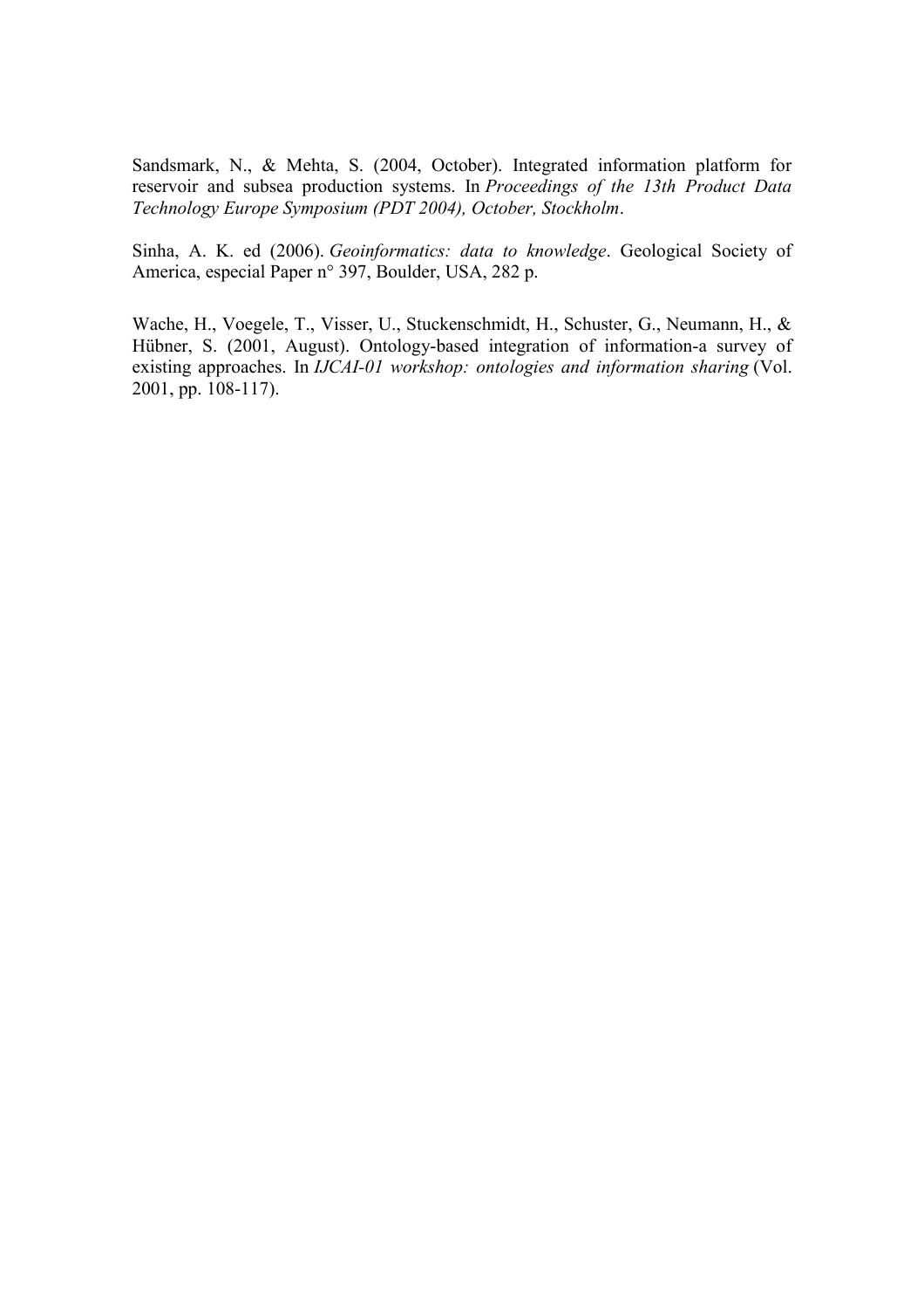Sandsmark, N., & Mehta, S. (2004, October). Integrated information platform for reservoir and subsea production systems. In *Proceedings of the 13th Product Data Technology Europe Symposium (PDT 2004), October, Stockholm*.

Sinha, A. K. ed (2006). *Geoinformatics: data to knowledge*. Geological Society of America, especial Paper n° 397, Boulder, USA, 282 p.

Wache, H., Voegele, T., Visser, U., Stuckenschmidt, H., Schuster, G., Neumann, H., & Hübner, S. (2001, August). Ontology-based integration of information-a survey of existing approaches. In *IJCAI-01 workshop: ontologies and information sharing* (Vol. 2001, pp. 108-117).